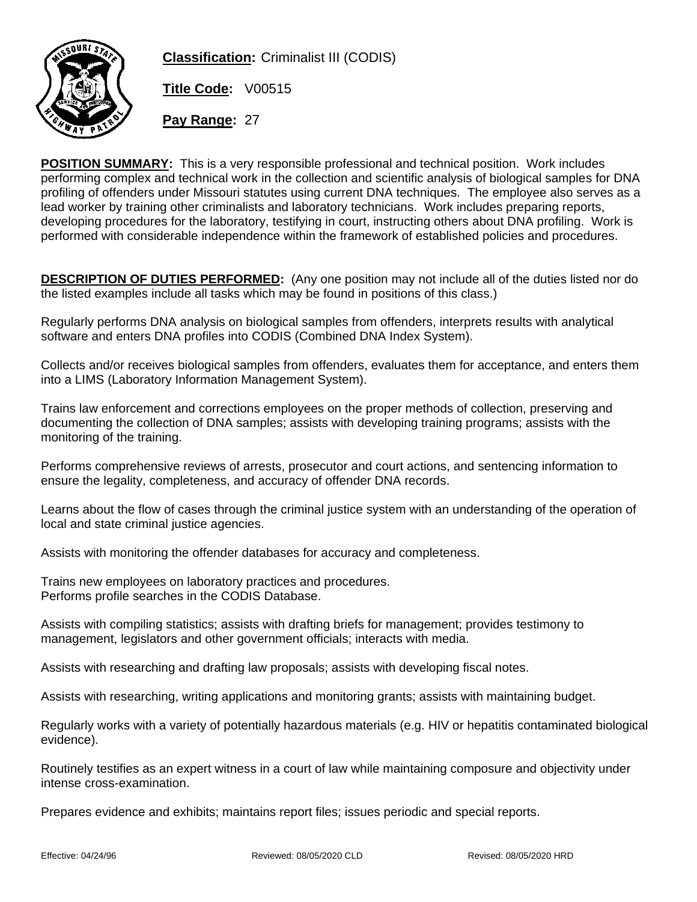**Classification:** Criminalist III (CODIS)

**Title Code:** V00515

**Pay Range:** 27

**POSITION SUMMARY:** This is a very responsible professional and technical position. Work includes performing complex and technical work in the collection and scientific analysis of biological samples for DNA profiling of offenders under Missouri statutes using current DNA techniques. The employee also serves as a lead worker by training other criminalists and laboratory technicians. Work includes preparing reports, developing procedures for the laboratory, testifying in court, instructing others about DNA profiling. Work is performed with considerable independence within the framework of established policies and procedures.

**DESCRIPTION OF DUTIES PERFORMED:** (Any one position may not include all of the duties listed nor do the listed examples include all tasks which may be found in positions of this class.)

Regularly performs DNA analysis on biological samples from offenders, interprets results with analytical software and enters DNA profiles into CODIS (Combined DNA Index System).

Collects and/or receives biological samples from offenders, evaluates them for acceptance, and enters them into a LIMS (Laboratory Information Management System).

Trains law enforcement and corrections employees on the proper methods of collection, preserving and documenting the collection of DNA samples; assists with developing training programs; assists with the monitoring of the training.

Performs comprehensive reviews of arrests, prosecutor and court actions, and sentencing information to ensure the legality, completeness, and accuracy of offender DNA records.

Learns about the flow of cases through the criminal justice system with an understanding of the operation of local and state criminal justice agencies.

Assists with monitoring the offender databases for accuracy and completeness.

Trains new employees on laboratory practices and procedures.
Performs profile searches in the CODIS Database.

Assists with compiling statistics; assists with drafting briefs for management; provides testimony to management, legislators and other government officials; interacts with media.

Assists with researching and drafting law proposals; assists with developing fiscal notes.

Assists with researching, writing applications and monitoring grants; assists with maintaining budget.

Regularly works with a variety of potentially hazardous materials (e.g. HIV or hepatitis contaminated biological evidence).

Routinely testifies as an expert witness in a court of law while maintaining composure and objectivity under intense cross-examination.

Prepares evidence and exhibits; maintains report files; issues periodic and special reports.

Effective: 04/24/96 Reviewed: 08/05/2020 CLD Revised: 08/05/2020 HRD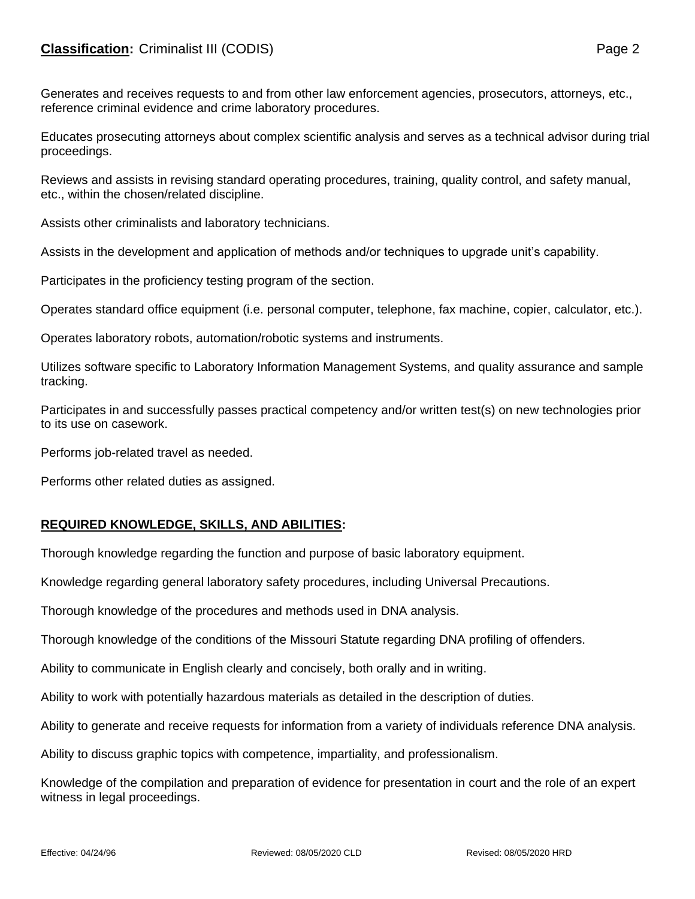Generates and receives requests to and from other law enforcement agencies, prosecutors, attorneys, etc., reference criminal evidence and crime laboratory procedures.

Educates prosecuting attorneys about complex scientific analysis and serves as a technical advisor during trial proceedings.

Reviews and assists in revising standard operating procedures, training, quality control, and safety manual, etc., within the chosen/related discipline.

Assists other criminalists and laboratory technicians.

Assists in the development and application of methods and/or techniques to upgrade unit's capability.

Participates in the proficiency testing program of the section.

Operates standard office equipment (i.e. personal computer, telephone, fax machine, copier, calculator, etc.).

Operates laboratory robots, automation/robotic systems and instruments.

Utilizes software specific to Laboratory Information Management Systems, and quality assurance and sample tracking.

Participates in and successfully passes practical competency and/or written test(s) on new technologies prior to its use on casework.

Performs job-related travel as needed.

Performs other related duties as assigned.

## REQUIRED KNOWLEDGE, SKILLS, AND ABILITIES:

Thorough knowledge regarding the function and purpose of basic laboratory equipment.

Knowledge regarding general laboratory safety procedures, including Universal Precautions.

Thorough knowledge of the procedures and methods used in DNA analysis.

Thorough knowledge of the conditions of the Missouri Statute regarding DNA profiling of offenders.

Ability to communicate in English clearly and concisely, both orally and in writing.

Ability to work with potentially hazardous materials as detailed in the description of duties.

Ability to generate and receive requests for information from a variety of individuals reference DNA analysis.

Ability to discuss graphic topics with competence, impartiality, and professionalism.

Knowledge of the compilation and preparation of evidence for presentation in court and the role of an expert witness in legal proceedings.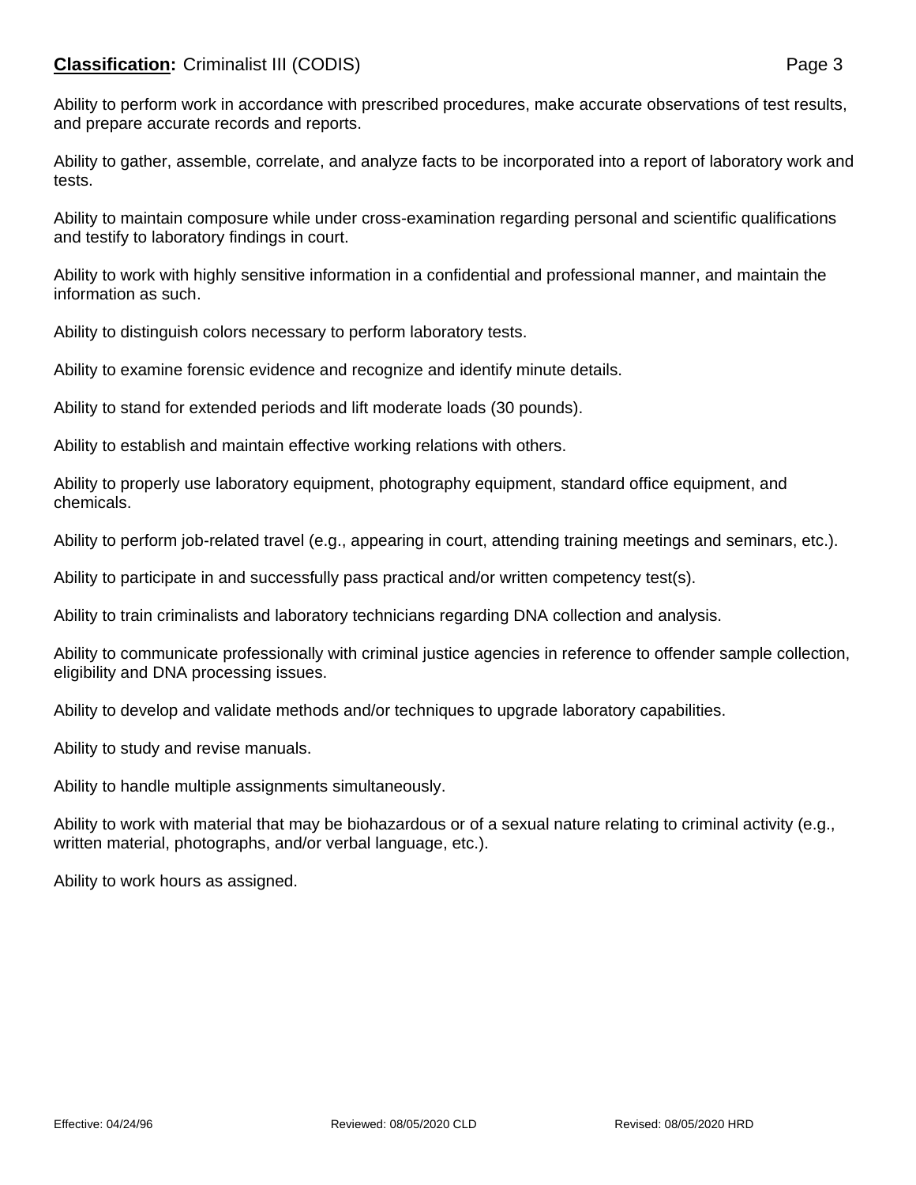Ability to perform work in accordance with prescribed procedures, make accurate observations of test results, and prepare accurate records and reports.

Ability to gather, assemble, correlate, and analyze facts to be incorporated into a report of laboratory work and tests.

Ability to maintain composure while under cross-examination regarding personal and scientific qualifications and testify to laboratory findings in court.

Ability to work with highly sensitive information in a confidential and professional manner, and maintain the information as such.

Ability to distinguish colors necessary to perform laboratory tests.

Ability to examine forensic evidence and recognize and identify minute details.

Ability to stand for extended periods and lift moderate loads (30 pounds).

Ability to establish and maintain effective working relations with others.

Ability to properly use laboratory equipment, photography equipment, standard office equipment, and chemicals.

Ability to perform job-related travel (e.g., appearing in court, attending training meetings and seminars, etc.).

Ability to participate in and successfully pass practical and/or written competency test(s).

Ability to train criminalists and laboratory technicians regarding DNA collection and analysis.

Ability to communicate professionally with criminal justice agencies in reference to offender sample collection, eligibility and DNA processing issues.

Ability to develop and validate methods and/or techniques to upgrade laboratory capabilities.

Ability to study and revise manuals.

Ability to handle multiple assignments simultaneously.

Ability to work with material that may be biohazardous or of a sexual nature relating to criminal activity (e.g., written material, photographs, and/or verbal language, etc.).

Ability to work hours as assigned.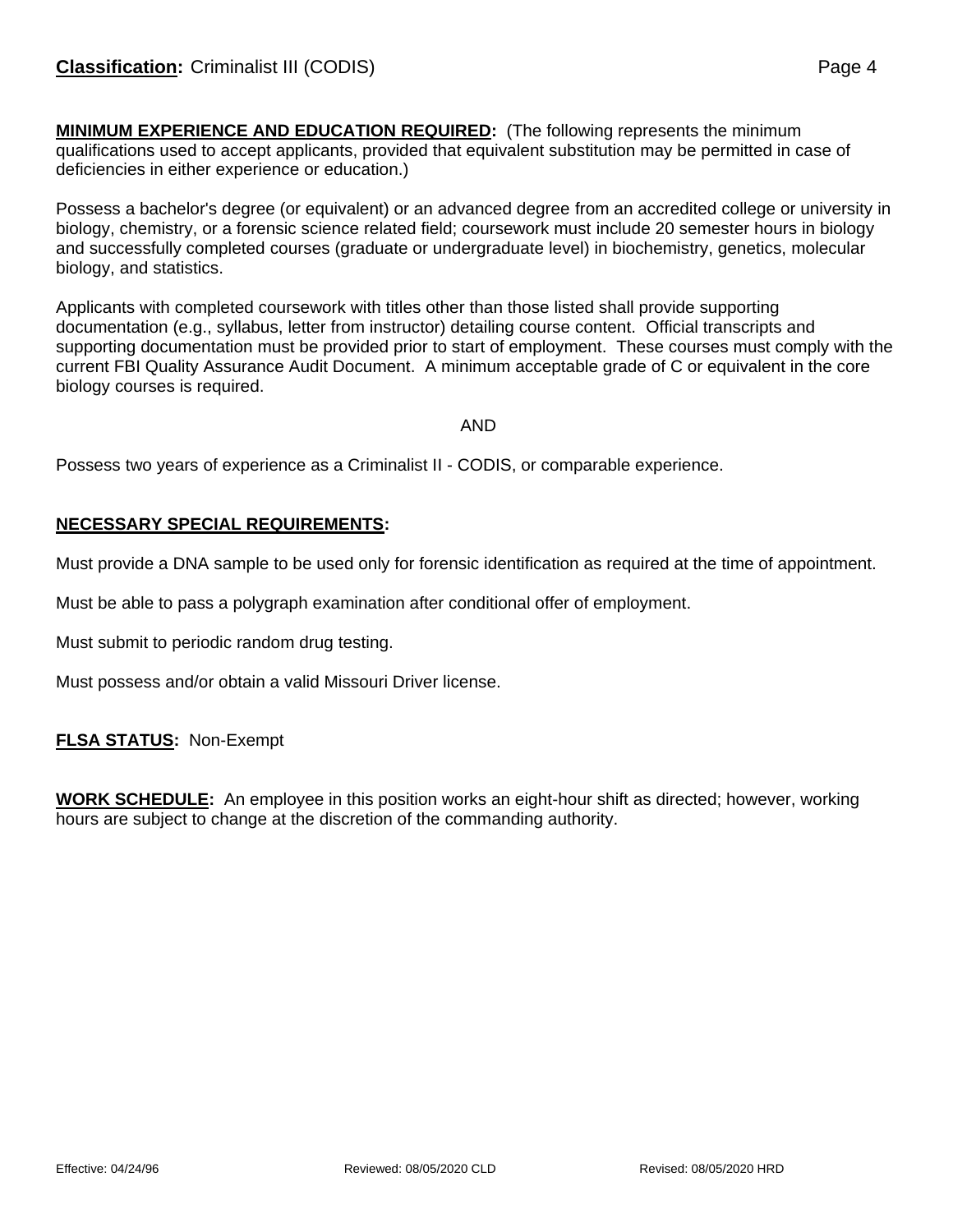**MINIMUM EXPERIENCE AND EDUCATION REQUIRED:** (The following represents the minimum qualifications used to accept applicants, provided that equivalent substitution may be permitted in case of deficiencies in either experience or education.)

Possess a bachelor's degree (or equivalent) or an advanced degree from an accredited college or university in biology, chemistry, or a forensic science related field; coursework must include 20 semester hours in biology and successfully completed courses (graduate or undergraduate level) in biochemistry, genetics, molecular biology, and statistics.

Applicants with completed coursework with titles other than those listed shall provide supporting documentation (e.g., syllabus, letter from instructor) detailing course content. Official transcripts and supporting documentation must be provided prior to start of employment. These courses must comply with the current FBI Quality Assurance Audit Document. A minimum acceptable grade of C or equivalent in the core biology courses is required.

AND

Possess two years of experience as a Criminalist II - CODIS, or comparable experience.

**NECESSARY SPECIAL REQUIREMENTS:**

Must provide a DNA sample to be used only for forensic identification as required at the time of appointment.

Must be able to pass a polygraph examination after conditional offer of employment.

Must submit to periodic random drug testing.

Must possess and/or obtain a valid Missouri Driver license.

**FLSA STATUS:** Non-Exempt

**WORK SCHEDULE:** An employee in this position works an eight-hour shift as directed; however, working hours are subject to change at the discretion of the commanding authority.